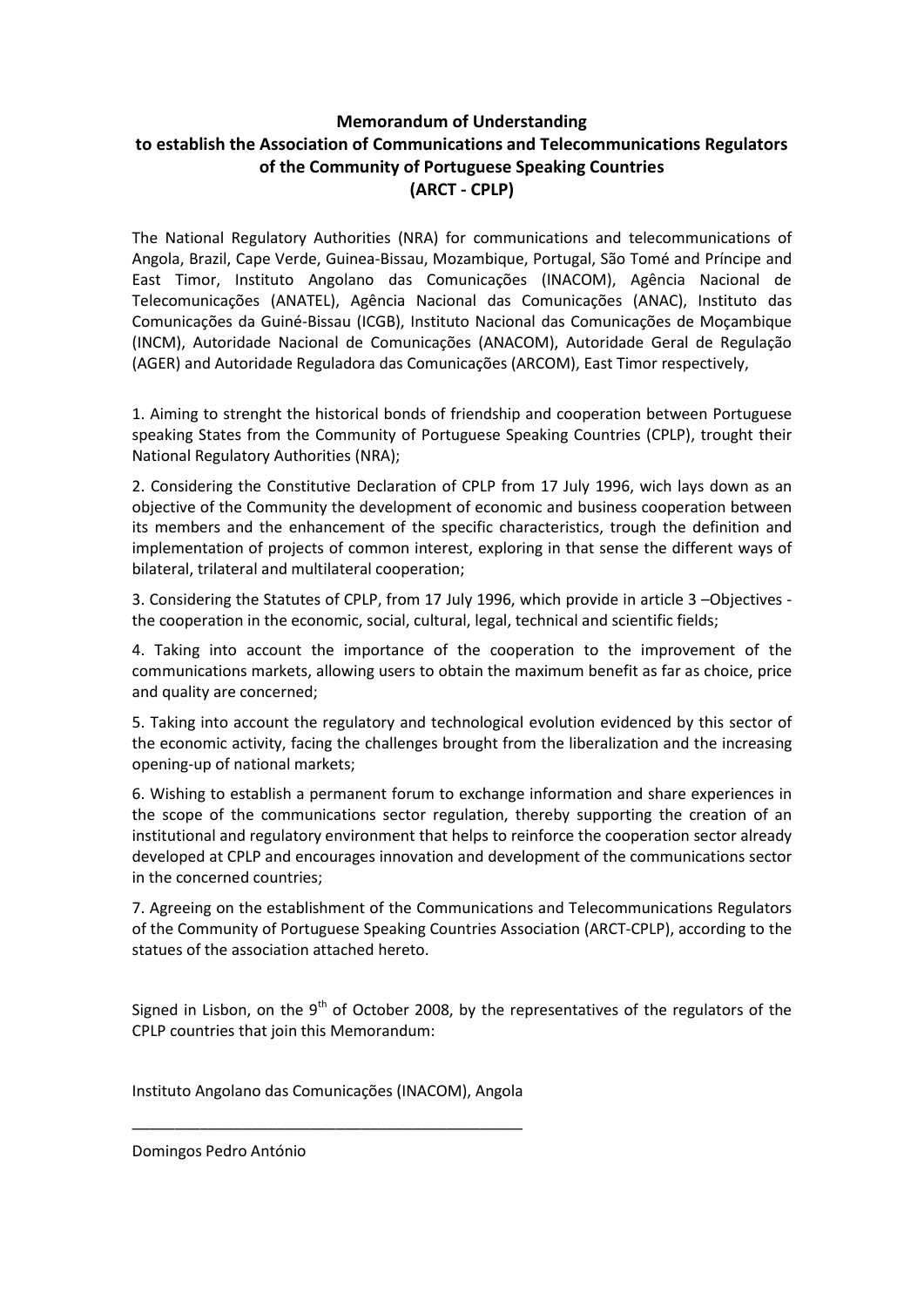**Memorandum of Understanding**
**to establish the Association of Communications and Telecommunications Regulators of the Community of Portuguese Speaking Countries**
**(ARCT - CPLP)**

The National Regulatory Authorities (NRA) for communications and telecommunications of Angola, Brazil, Cape Verde, Guinea-Bissau, Mozambique, Portugal, São Tomé and Príncipe and East Timor, Instituto Angolano das Comunicações (INACOM), Agência Nacional de Telecomunicações (ANATEL), Agência Nacional das Comunicações (ANAC), Instituto das Comunicações da Guiné-Bissau (ICGB), Instituto Nacional das Comunicações de Moçambique (INCM), Autoridade Nacional de Comunicações (ANACOM), Autoridade Geral de Regulação (AGER) and Autoridade Reguladora das Comunicações (ARCOM), East Timor respectively,

1. Aiming to strenght the historical bonds of friendship and cooperation between Portuguese speaking States from the Community of Portuguese Speaking Countries (CPLP), trought their National Regulatory Authorities (NRA);

2. Considering the Constitutive Declaration of CPLP from 17 July 1996, wich lays down as an objective of the Community the development of economic and business cooperation between its members and the enhancement of the specific characteristics, trough the definition and implementation of projects of common interest, exploring in that sense the different ways of bilateral, trilateral and multilateral cooperation;

3. Considering the Statutes of CPLP, from 17 July 1996, which provide in article 3 –Objectives - the cooperation in the economic, social, cultural, legal, technical and scientific fields;

4. Taking into account the importance of the cooperation to the improvement of the communications markets, allowing users to obtain the maximum benefit as far as choice, price and quality are concerned;

5. Taking into account the regulatory and technological evolution evidenced by this sector of the economic activity, facing the challenges brought from the liberalization and the increasing opening-up of national markets;

6. Wishing to establish a permanent forum to exchange information and share experiences in the scope of the communications sector regulation, thereby supporting the creation of an institutional and regulatory environment that helps to reinforce the cooperation sector already developed at CPLP and encourages innovation and development of the communications sector in the concerned countries;

7. Agreeing on the establishment of the Communications and Telecommunications Regulators of the Community of Portuguese Speaking Countries Association (ARCT-CPLP), according to the statues of the association attached hereto.

Signed in Lisbon, on the 9th of October 2008, by the representatives of the regulators of the CPLP countries that join this Memorandum:

Instituto Angolano das Comunicações (INACOM), Angola

_______________________________________________

Domingos Pedro António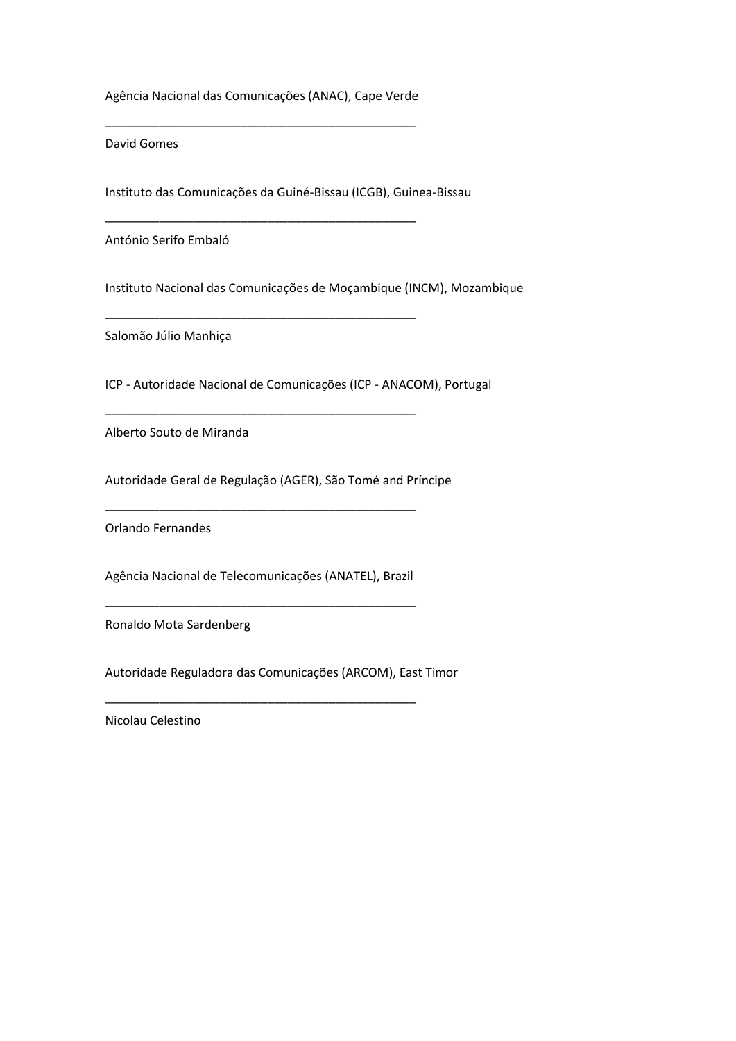Agência Nacional das Comunicações (ANAC), Cape Verde

_______________________________________________

David Gomes

Instituto das Comunicações da Guiné-Bissau (ICGB), Guinea-Bissau

_______________________________________________

António Serifo Embaló

Instituto Nacional das Comunicações de Moçambique (INCM), Mozambique

_______________________________________________

Salomão Júlio Manhiça

ICP - Autoridade Nacional de Comunicações (ICP - ANACOM), Portugal

_______________________________________________

Alberto Souto de Miranda

Autoridade Geral de Regulação (AGER), São Tomé and Príncipe

_______________________________________________

Orlando Fernandes

Agência Nacional de Telecomunicações (ANATEL), Brazil

_______________________________________________

Ronaldo Mota Sardenberg

Autoridade Reguladora das Comunicações (ARCOM), East Timor

_______________________________________________

Nicolau Celestino